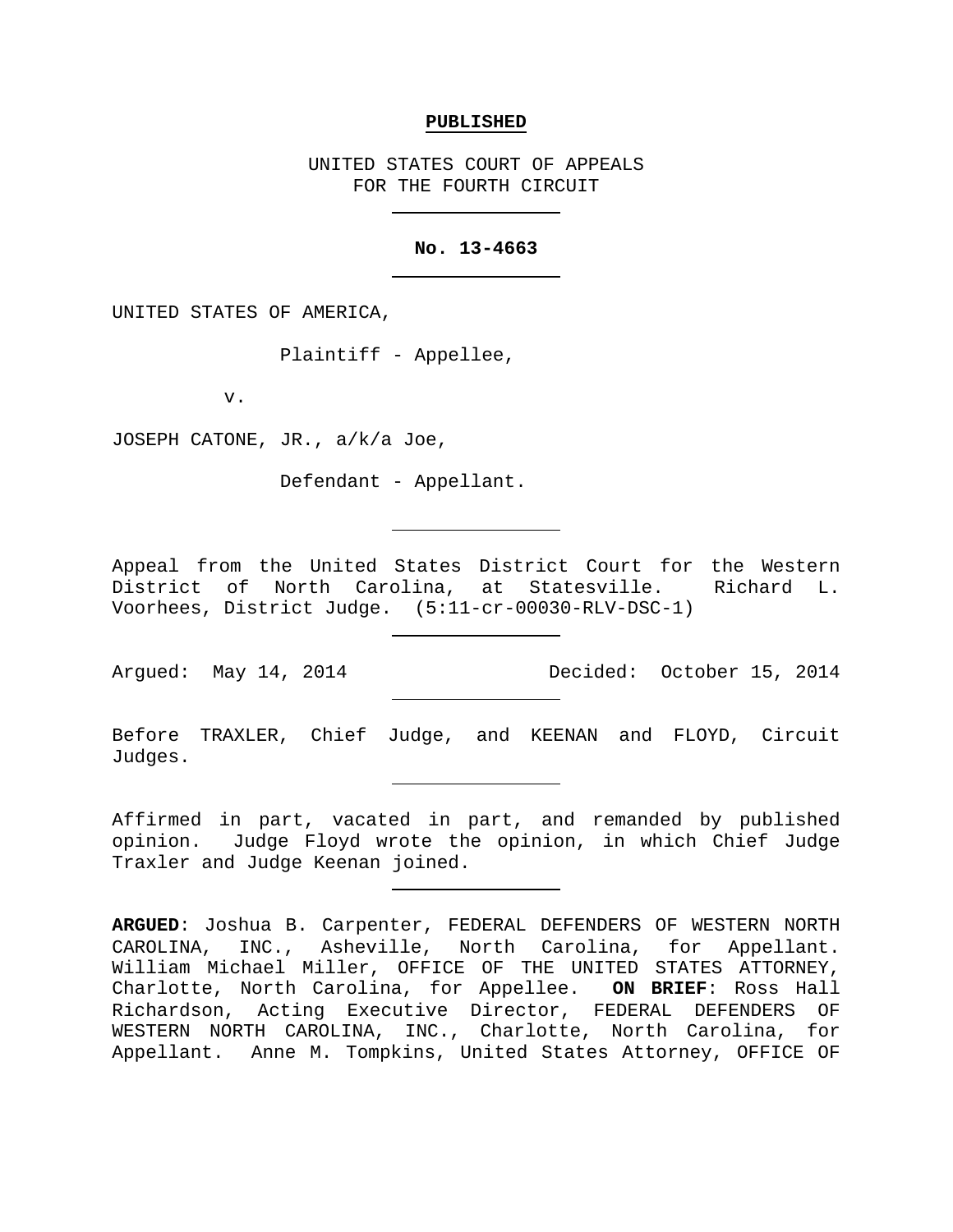**PUBLISHED**

UNITED STATES COURT OF APPEALS
FOR THE FOURTH CIRCUIT

---

**No. 13-4663**

---

UNITED STATES OF AMERICA,

Plaintiff - Appellee,

v.

JOSEPH CATONE, JR., a/k/a Joe,

Defendant - Appellant.

---

Appeal from the United States District Court for the Western District of North Carolina, at Statesville. Richard L. Voorhees, District Judge. (5:11-cr-00030-RLV-DSC-1)

---

Argued: May 14, 2014 Decided: October 15, 2014

---

Before TRAXLER, Chief Judge, and KEENAN and FLOYD, Circuit Judges.

---

Affirmed in part, vacated in part, and remanded by published opinion. Judge Floyd wrote the opinion, in which Chief Judge Traxler and Judge Keenan joined.

---

**ARGUED**: Joshua B. Carpenter, FEDERAL DEFENDERS OF WESTERN NORTH CAROLINA, INC., Asheville, North Carolina, for Appellant. William Michael Miller, OFFICE OF THE UNITED STATES ATTORNEY, Charlotte, North Carolina, for Appellee. **ON BRIEF**: Ross Hall Richardson, Acting Executive Director, FEDERAL DEFENDERS OF WESTERN NORTH CAROLINA, INC., Charlotte, North Carolina, for Appellant. Anne M. Tompkins, United States Attorney, OFFICE OF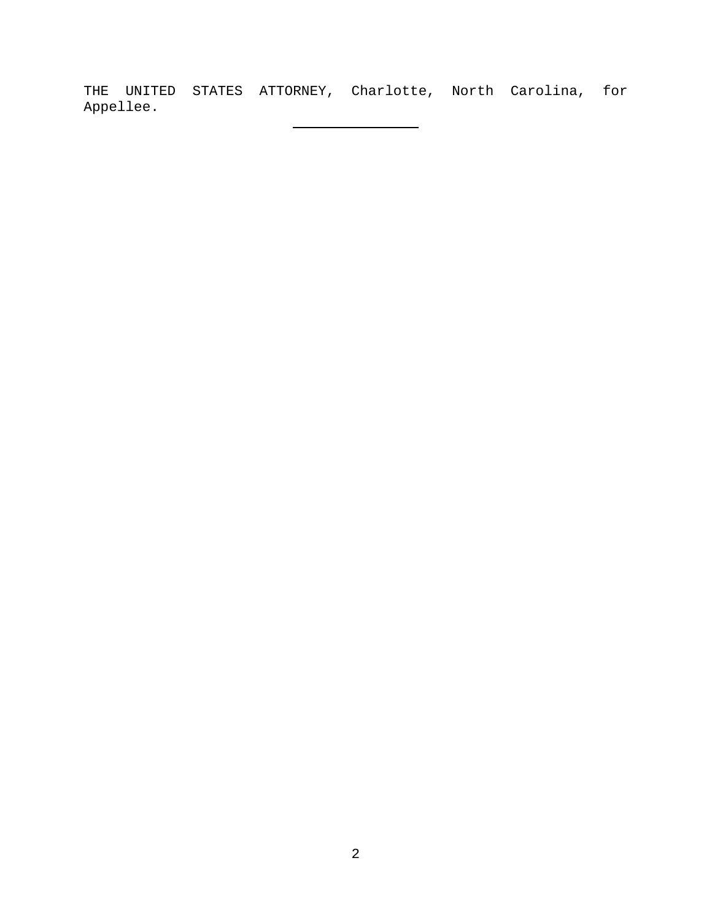THE UNITED STATES ATTORNEY, Charlotte, North Carolina, for Appellee.

---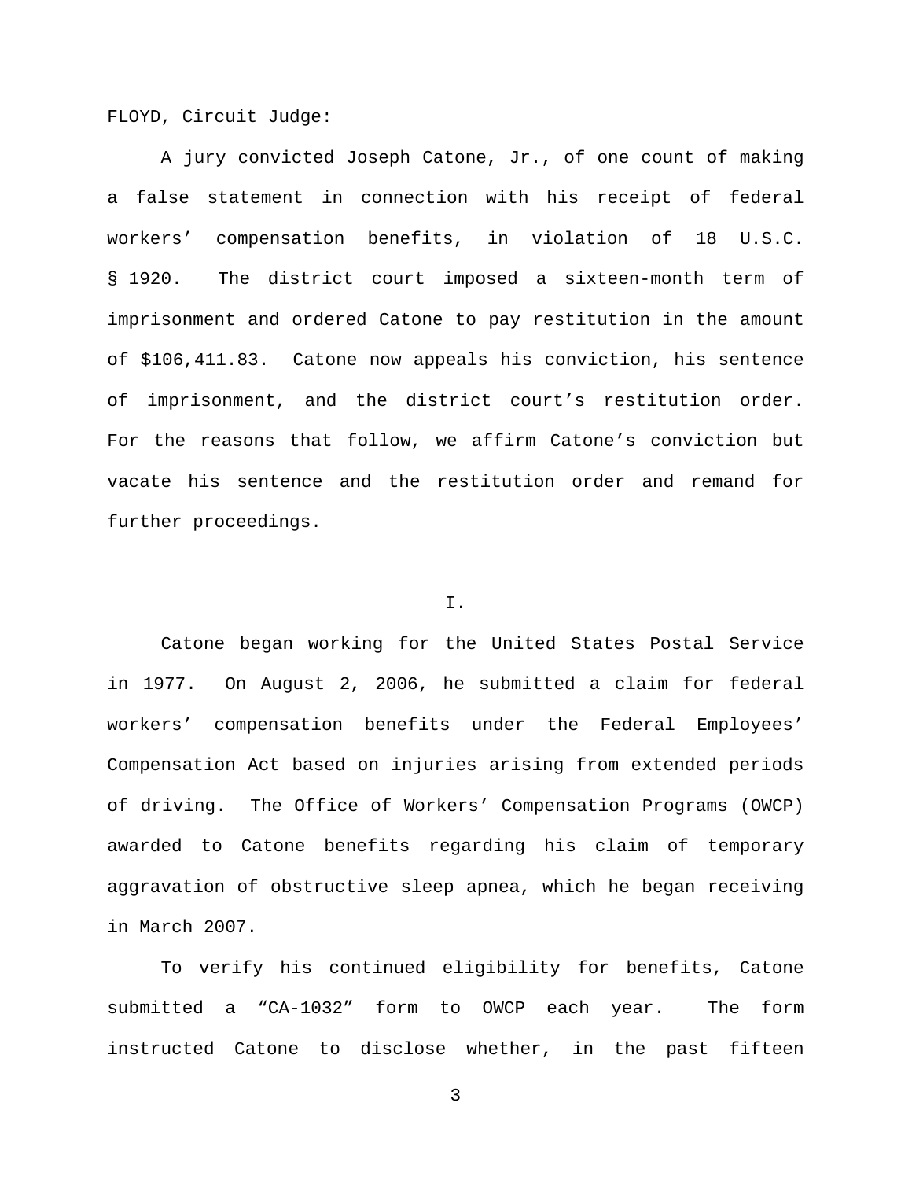FLOYD, Circuit Judge:

A jury convicted Joseph Catone, Jr., of one count of making a false statement in connection with his receipt of federal workers' compensation benefits, in violation of 18 U.S.C. § 1920. The district court imposed a sixteen-month term of imprisonment and ordered Catone to pay restitution in the amount of $106,411.83. Catone now appeals his conviction, his sentence of imprisonment, and the district court's restitution order. For the reasons that follow, we affirm Catone's conviction but vacate his sentence and the restitution order and remand for further proceedings.

## I.

Catone began working for the United States Postal Service in 1977. On August 2, 2006, he submitted a claim for federal workers' compensation benefits under the Federal Employees' Compensation Act based on injuries arising from extended periods of driving. The Office of Workers' Compensation Programs (OWCP) awarded to Catone benefits regarding his claim of temporary aggravation of obstructive sleep apnea, which he began receiving in March 2007.

To verify his continued eligibility for benefits, Catone submitted a "CA-1032" form to OWCP each year. The form instructed Catone to disclose whether, in the past fifteen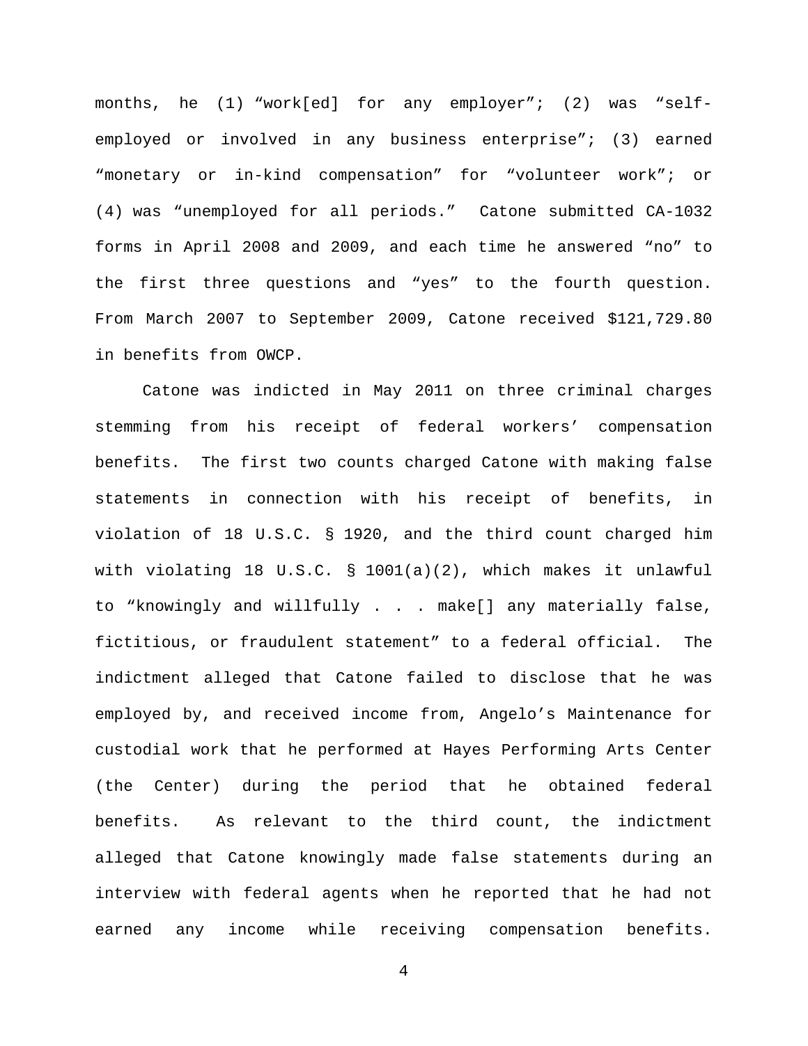months, he (1) "work[ed] for any employer"; (2) was "self-employed or involved in any business enterprise"; (3) earned "monetary or in-kind compensation" for "volunteer work"; or (4) was "unemployed for all periods." Catone submitted CA-1032 forms in April 2008 and 2009, and each time he answered "no" to the first three questions and "yes" to the fourth question. From March 2007 to September 2009, Catone received $121,729.80 in benefits from OWCP.

Catone was indicted in May 2011 on three criminal charges stemming from his receipt of federal workers' compensation benefits. The first two counts charged Catone with making false statements in connection with his receipt of benefits, in violation of 18 U.S.C. § 1920, and the third count charged him with violating 18 U.S.C. § 1001(a)(2), which makes it unlawful to "knowingly and willfully . . . make[] any materially false, fictitious, or fraudulent statement" to a federal official. The indictment alleged that Catone failed to disclose that he was employed by, and received income from, Angelo's Maintenance for custodial work that he performed at Hayes Performing Arts Center (the Center) during the period that he obtained federal benefits. As relevant to the third count, the indictment alleged that Catone knowingly made false statements during an interview with federal agents when he reported that he had not earned any income while receiving compensation benefits.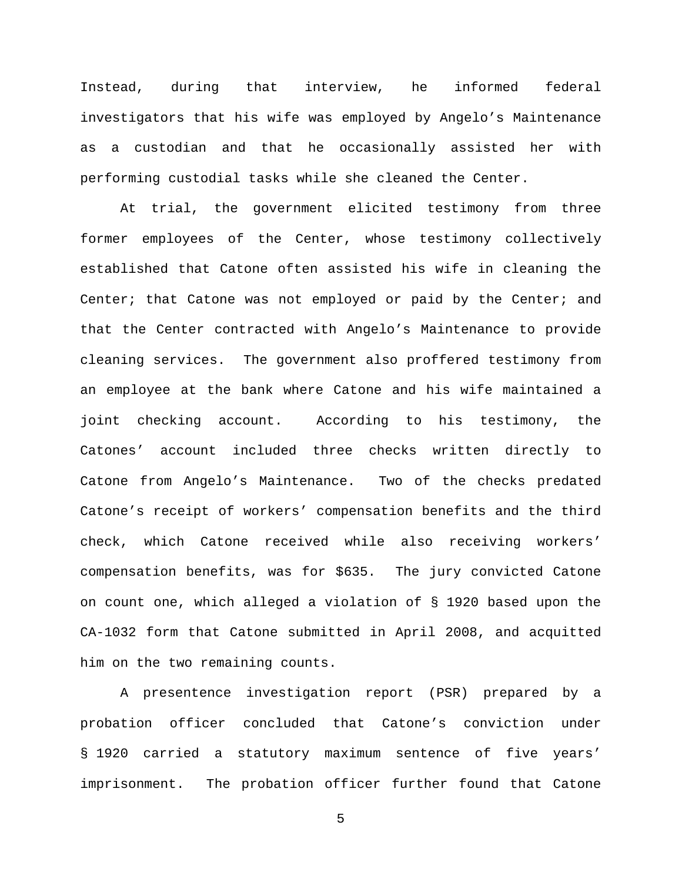Instead, during that interview, he informed federal investigators that his wife was employed by Angelo's Maintenance as a custodian and that he occasionally assisted her with performing custodial tasks while she cleaned the Center.

At trial, the government elicited testimony from three former employees of the Center, whose testimony collectively established that Catone often assisted his wife in cleaning the Center; that Catone was not employed or paid by the Center; and that the Center contracted with Angelo's Maintenance to provide cleaning services. The government also proffered testimony from an employee at the bank where Catone and his wife maintained a joint checking account. According to his testimony, the Catones' account included three checks written directly to Catone from Angelo's Maintenance. Two of the checks predated Catone's receipt of workers' compensation benefits and the third check, which Catone received while also receiving workers' compensation benefits, was for $635. The jury convicted Catone on count one, which alleged a violation of § 1920 based upon the CA-1032 form that Catone submitted in April 2008, and acquitted him on the two remaining counts.

A presentence investigation report (PSR) prepared by a probation officer concluded that Catone's conviction under § 1920 carried a statutory maximum sentence of five years' imprisonment. The probation officer further found that Catone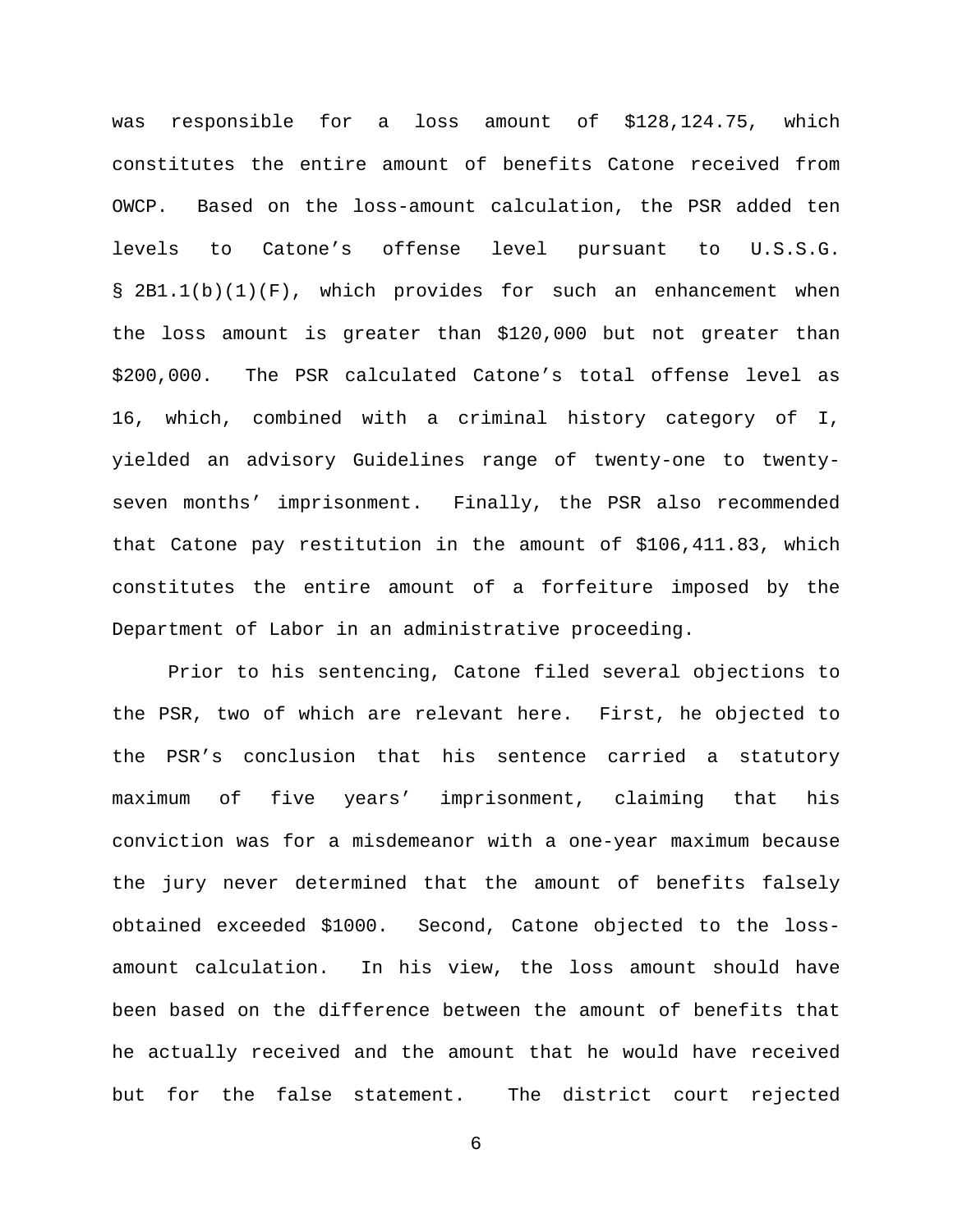was responsible for a loss amount of $128,124.75, which constitutes the entire amount of benefits Catone received from OWCP. Based on the loss-amount calculation, the PSR added ten levels to Catone's offense level pursuant to U.S.S.G. § 2B1.1(b)(1)(F), which provides for such an enhancement when the loss amount is greater than $120,000 but not greater than $200,000. The PSR calculated Catone's total offense level as 16, which, combined with a criminal history category of I, yielded an advisory Guidelines range of twenty-one to twenty-seven months' imprisonment. Finally, the PSR also recommended that Catone pay restitution in the amount of $106,411.83, which constitutes the entire amount of a forfeiture imposed by the Department of Labor in an administrative proceeding.

Prior to his sentencing, Catone filed several objections to the PSR, two of which are relevant here. First, he objected to the PSR's conclusion that his sentence carried a statutory maximum of five years' imprisonment, claiming that his conviction was for a misdemeanor with a one-year maximum because the jury never determined that the amount of benefits falsely obtained exceeded $1000. Second, Catone objected to the loss-amount calculation. In his view, the loss amount should have been based on the difference between the amount of benefits that he actually received and the amount that he would have received but for the false statement. The district court rejected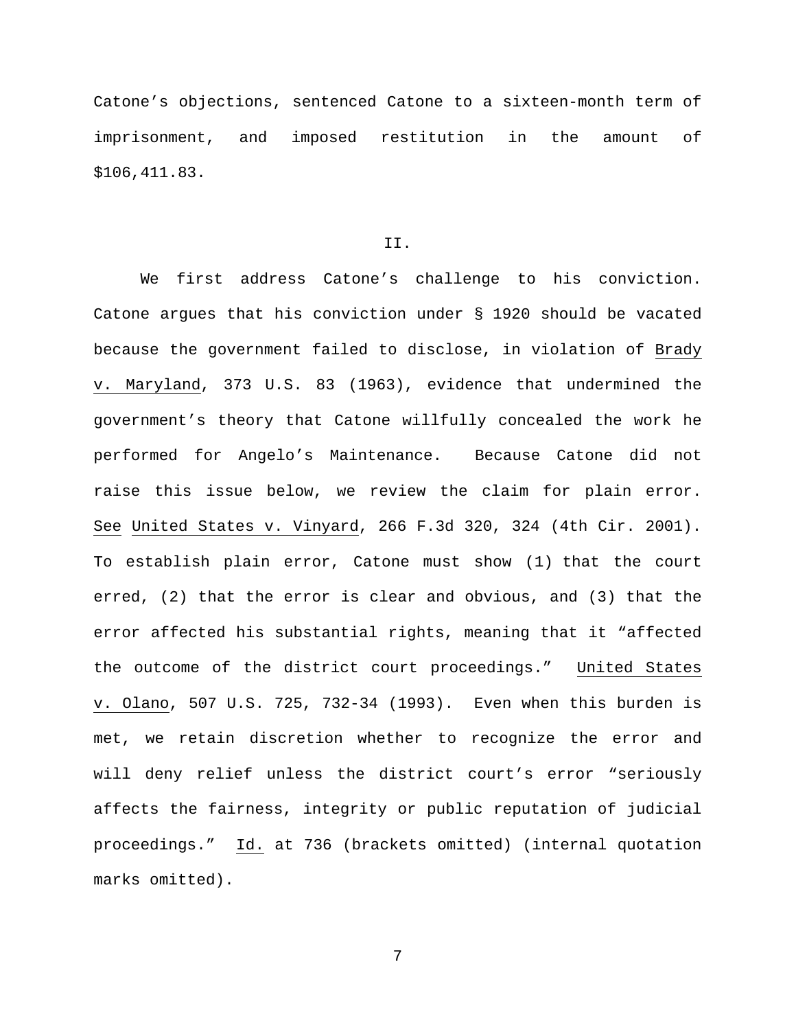Catone's objections, sentenced Catone to a sixteen-month term of imprisonment, and imposed restitution in the amount of $106,411.83.

II.

We first address Catone's challenge to his conviction. Catone argues that his conviction under § 1920 should be vacated because the government failed to disclose, in violation of Brady v. Maryland, 373 U.S. 83 (1963), evidence that undermined the government's theory that Catone willfully concealed the work he performed for Angelo's Maintenance. Because Catone did not raise this issue below, we review the claim for plain error. See United States v. Vinyard, 266 F.3d 320, 324 (4th Cir. 2001). To establish plain error, Catone must show (1) that the court erred, (2) that the error is clear and obvious, and (3) that the error affected his substantial rights, meaning that it "affected the outcome of the district court proceedings." United States v. Olano, 507 U.S. 725, 732-34 (1993). Even when this burden is met, we retain discretion whether to recognize the error and will deny relief unless the district court's error "seriously affects the fairness, integrity or public reputation of judicial proceedings." Id. at 736 (brackets omitted) (internal quotation marks omitted).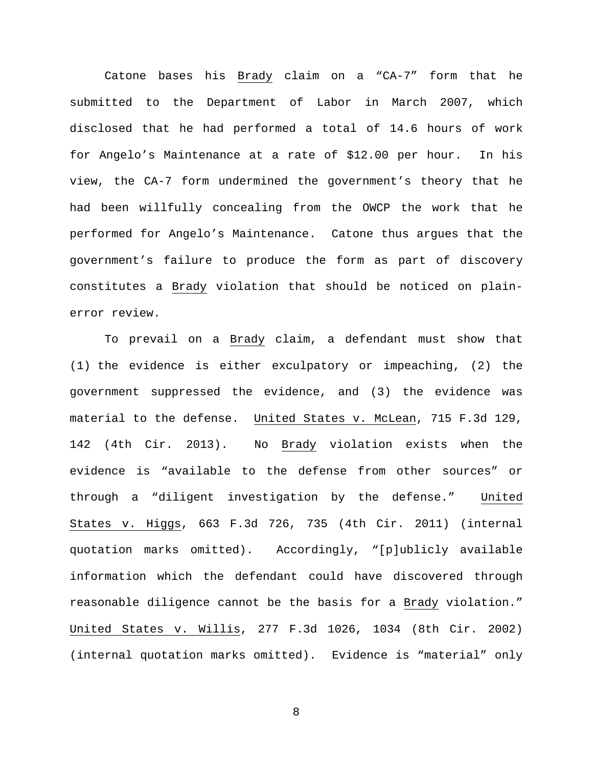Catone bases his Brady claim on a "CA-7" form that he submitted to the Department of Labor in March 2007, which disclosed that he had performed a total of 14.6 hours of work for Angelo's Maintenance at a rate of $12.00 per hour. In his view, the CA-7 form undermined the government's theory that he had been willfully concealing from the OWCP the work that he performed for Angelo's Maintenance. Catone thus argues that the government's failure to produce the form as part of discovery constitutes a Brady violation that should be noticed on plain-error review.

To prevail on a Brady claim, a defendant must show that (1) the evidence is either exculpatory or impeaching, (2) the government suppressed the evidence, and (3) the evidence was material to the defense. United States v. McLean, 715 F.3d 129, 142 (4th Cir. 2013). No Brady violation exists when the evidence is "available to the defense from other sources" or through a "diligent investigation by the defense." United States v. Higgs, 663 F.3d 726, 735 (4th Cir. 2011) (internal quotation marks omitted). Accordingly, "[p]ublicly available information which the defendant could have discovered through reasonable diligence cannot be the basis for a Brady violation." United States v. Willis, 277 F.3d 1026, 1034 (8th Cir. 2002) (internal quotation marks omitted). Evidence is "material" only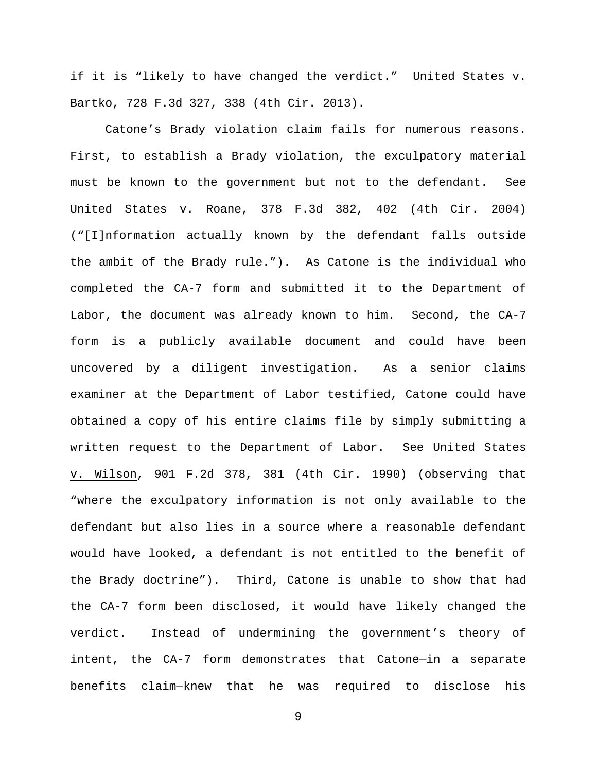if it is "likely to have changed the verdict." United States v. Bartko, 728 F.3d 327, 338 (4th Cir. 2013).

Catone's Brady violation claim fails for numerous reasons. First, to establish a Brady violation, the exculpatory material must be known to the government but not to the defendant. See United States v. Roane, 378 F.3d 382, 402 (4th Cir. 2004) ("[I]nformation actually known by the defendant falls outside the ambit of the Brady rule."). As Catone is the individual who completed the CA-7 form and submitted it to the Department of Labor, the document was already known to him. Second, the CA-7 form is a publicly available document and could have been uncovered by a diligent investigation. As a senior claims examiner at the Department of Labor testified, Catone could have obtained a copy of his entire claims file by simply submitting a written request to the Department of Labor. See United States v. Wilson, 901 F.2d 378, 381 (4th Cir. 1990) (observing that "where the exculpatory information is not only available to the defendant but also lies in a source where a reasonable defendant would have looked, a defendant is not entitled to the benefit of the Brady doctrine"). Third, Catone is unable to show that had the CA-7 form been disclosed, it would have likely changed the verdict. Instead of undermining the government's theory of intent, the CA-7 form demonstrates that Catone—in a separate benefits claim—knew that he was required to disclose his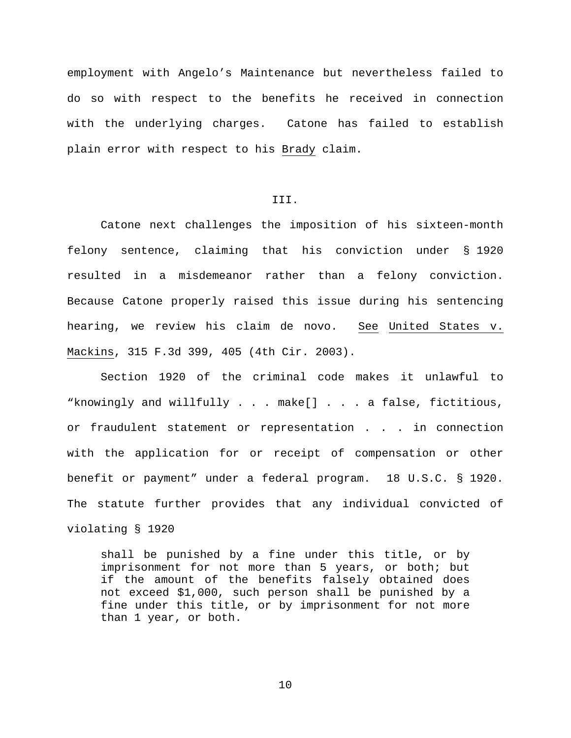employment with Angelo's Maintenance but nevertheless failed to do so with respect to the benefits he received in connection with the underlying charges. Catone has failed to establish plain error with respect to his Brady claim.

III.

Catone next challenges the imposition of his sixteen-month felony sentence, claiming that his conviction under § 1920 resulted in a misdemeanor rather than a felony conviction. Because Catone properly raised this issue during his sentencing hearing, we review his claim de novo. See United States v. Mackins, 315 F.3d 399, 405 (4th Cir. 2003).

Section 1920 of the criminal code makes it unlawful to "knowingly and willfully . . . make[] . . . a false, fictitious, or fraudulent statement or representation . . . in connection with the application for or receipt of compensation or other benefit or payment" under a federal program. 18 U.S.C. § 1920. The statute further provides that any individual convicted of violating § 1920

> shall be punished by a fine under this title, or by imprisonment for not more than 5 years, or both; but if the amount of the benefits falsely obtained does not exceed $1,000, such person shall be punished by a fine under this title, or by imprisonment for not more than 1 year, or both.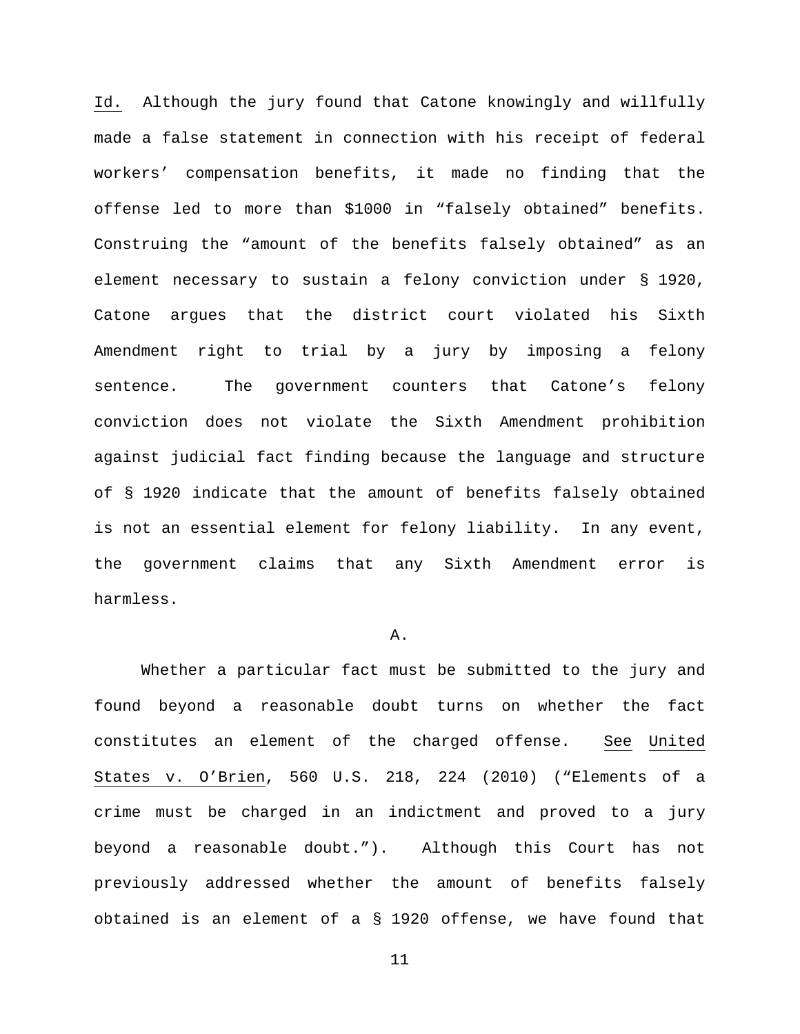_Id._ Although the jury found that Catone knowingly and willfully made a false statement in connection with his receipt of federal workers' compensation benefits, it made no finding that the offense led to more than $1000 in "falsely obtained" benefits. Construing the "amount of the benefits falsely obtained" as an element necessary to sustain a felony conviction under § 1920, Catone argues that the district court violated his Sixth Amendment right to trial by a jury by imposing a felony sentence. The government counters that Catone's felony conviction does not violate the Sixth Amendment prohibition against judicial fact finding because the language and structure of § 1920 indicate that the amount of benefits falsely obtained is not an essential element for felony liability. In any event, the government claims that any Sixth Amendment error is harmless.

A.

Whether a particular fact must be submitted to the jury and found beyond a reasonable doubt turns on whether the fact constitutes an element of the charged offense. _See_ _United States v. O'Brien_, 560 U.S. 218, 224 (2010) ("Elements of a crime must be charged in an indictment and proved to a jury beyond a reasonable doubt."). Although this Court has not previously addressed whether the amount of benefits falsely obtained is an element of a § 1920 offense, we have found that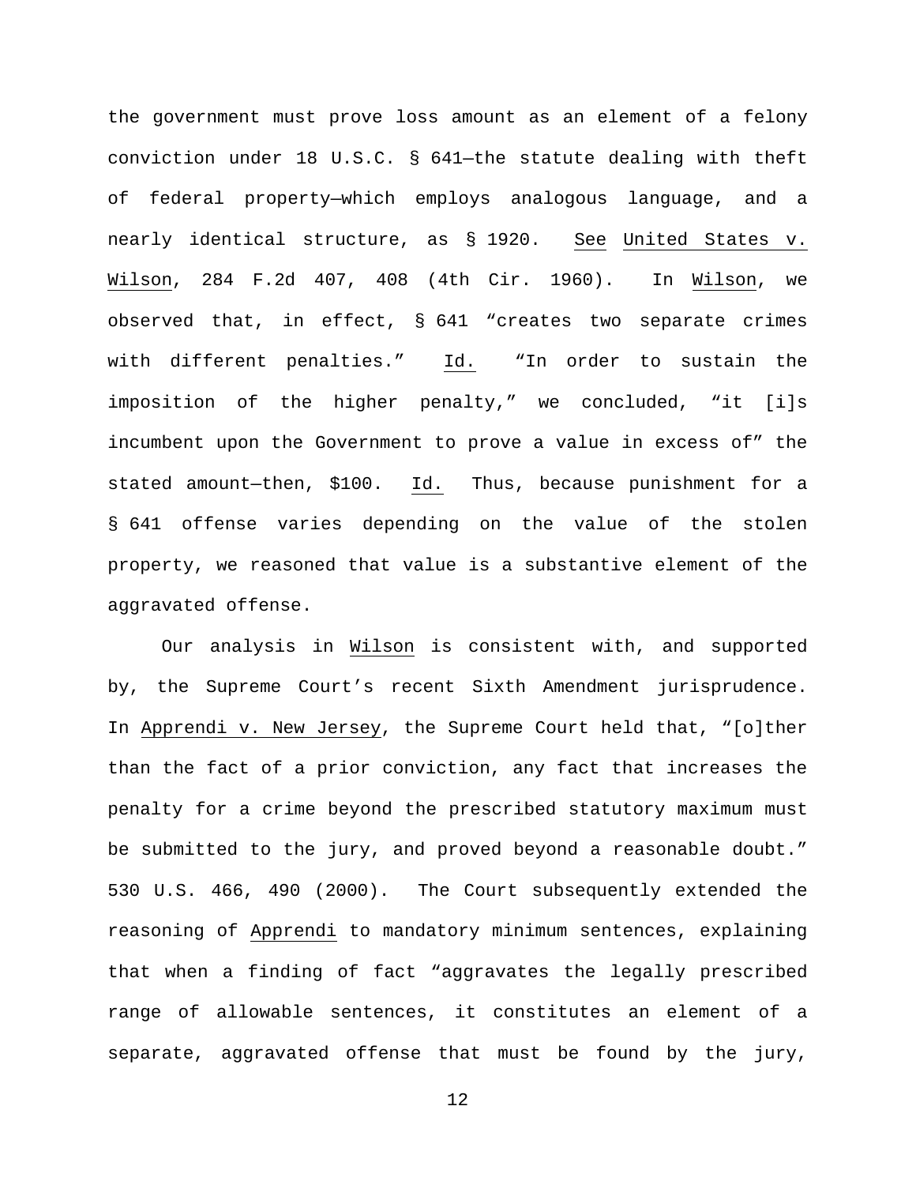the government must prove loss amount as an element of a felony conviction under 18 U.S.C. § 641—the statute dealing with theft of federal property—which employs analogous language, and a nearly identical structure, as § 1920. See United States v. Wilson, 284 F.2d 407, 408 (4th Cir. 1960). In Wilson, we observed that, in effect, § 641 "creates two separate crimes with different penalties." Id. "In order to sustain the imposition of the higher penalty," we concluded, "it [i]s incumbent upon the Government to prove a value in excess of" the stated amount—then, $100. Id. Thus, because punishment for a § 641 offense varies depending on the value of the stolen property, we reasoned that value is a substantive element of the aggravated offense.

Our analysis in Wilson is consistent with, and supported by, the Supreme Court's recent Sixth Amendment jurisprudence. In Apprendi v. New Jersey, the Supreme Court held that, "[o]ther than the fact of a prior conviction, any fact that increases the penalty for a crime beyond the prescribed statutory maximum must be submitted to the jury, and proved beyond a reasonable doubt." 530 U.S. 466, 490 (2000). The Court subsequently extended the reasoning of Apprendi to mandatory minimum sentences, explaining that when a finding of fact "aggravates the legally prescribed range of allowable sentences, it constitutes an element of a separate, aggravated offense that must be found by the jury,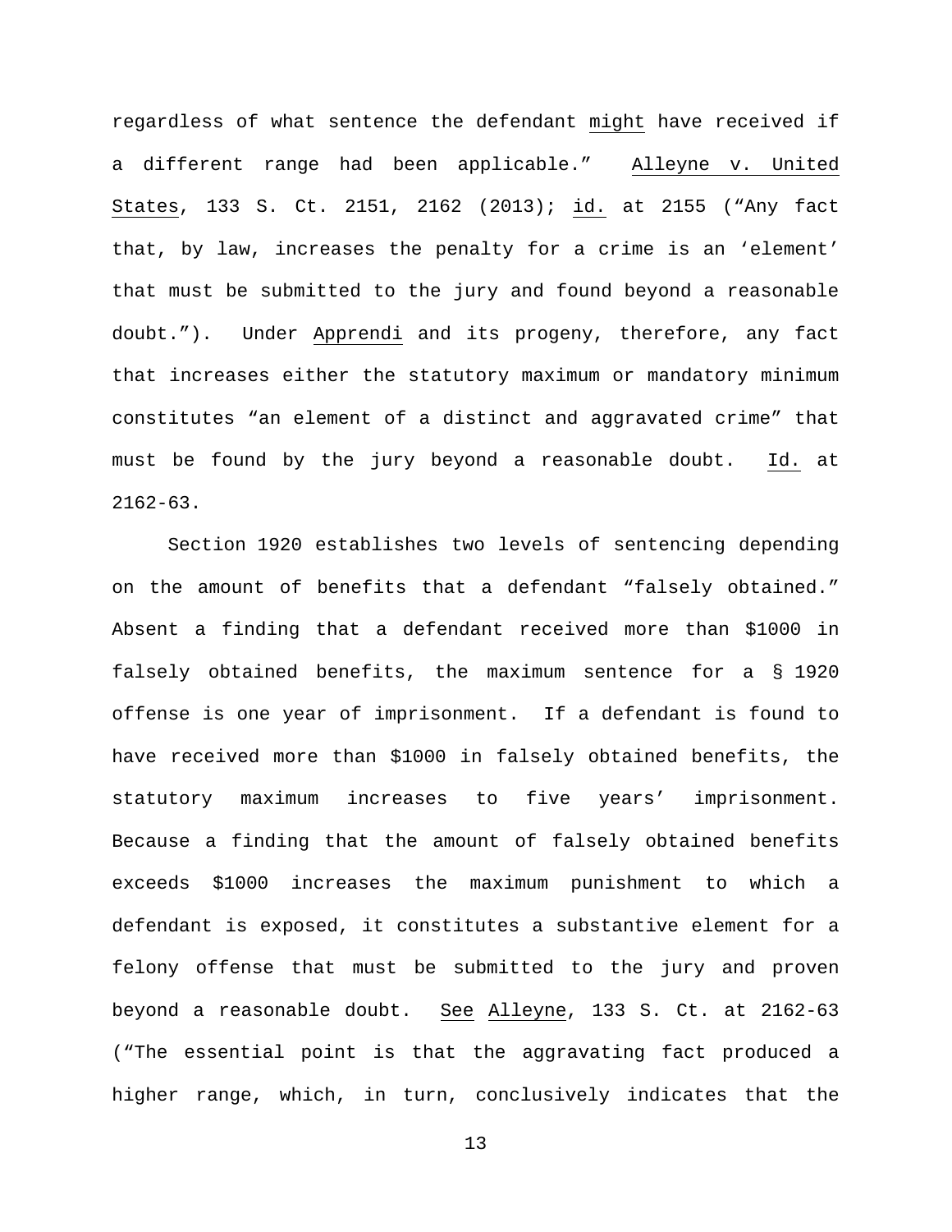regardless of what sentence the defendant _might_ have received if a different range had been applicable." _Alleyne v. United States_, 133 S. Ct. 2151, 2162 (2013); _id._ at 2155 ("Any fact that, by law, increases the penalty for a crime is an 'element' that must be submitted to the jury and found beyond a reasonable doubt."). Under _Apprendi_ and its progeny, therefore, any fact that increases either the statutory maximum or mandatory minimum constitutes "an element of a distinct and aggravated crime" that must be found by the jury beyond a reasonable doubt. _Id._ at 2162-63.

Section 1920 establishes two levels of sentencing depending on the amount of benefits that a defendant "falsely obtained." Absent a finding that a defendant received more than $1000 in falsely obtained benefits, the maximum sentence for a § 1920 offense is one year of imprisonment. If a defendant is found to have received more than $1000 in falsely obtained benefits, the statutory maximum increases to five years' imprisonment. Because a finding that the amount of falsely obtained benefits exceeds $1000 increases the maximum punishment to which a defendant is exposed, it constitutes a substantive element for a felony offense that must be submitted to the jury and proven beyond a reasonable doubt. _See_ _Alleyne_, 133 S. Ct. at 2162-63 ("The essential point is that the aggravating fact produced a higher range, which, in turn, conclusively indicates that the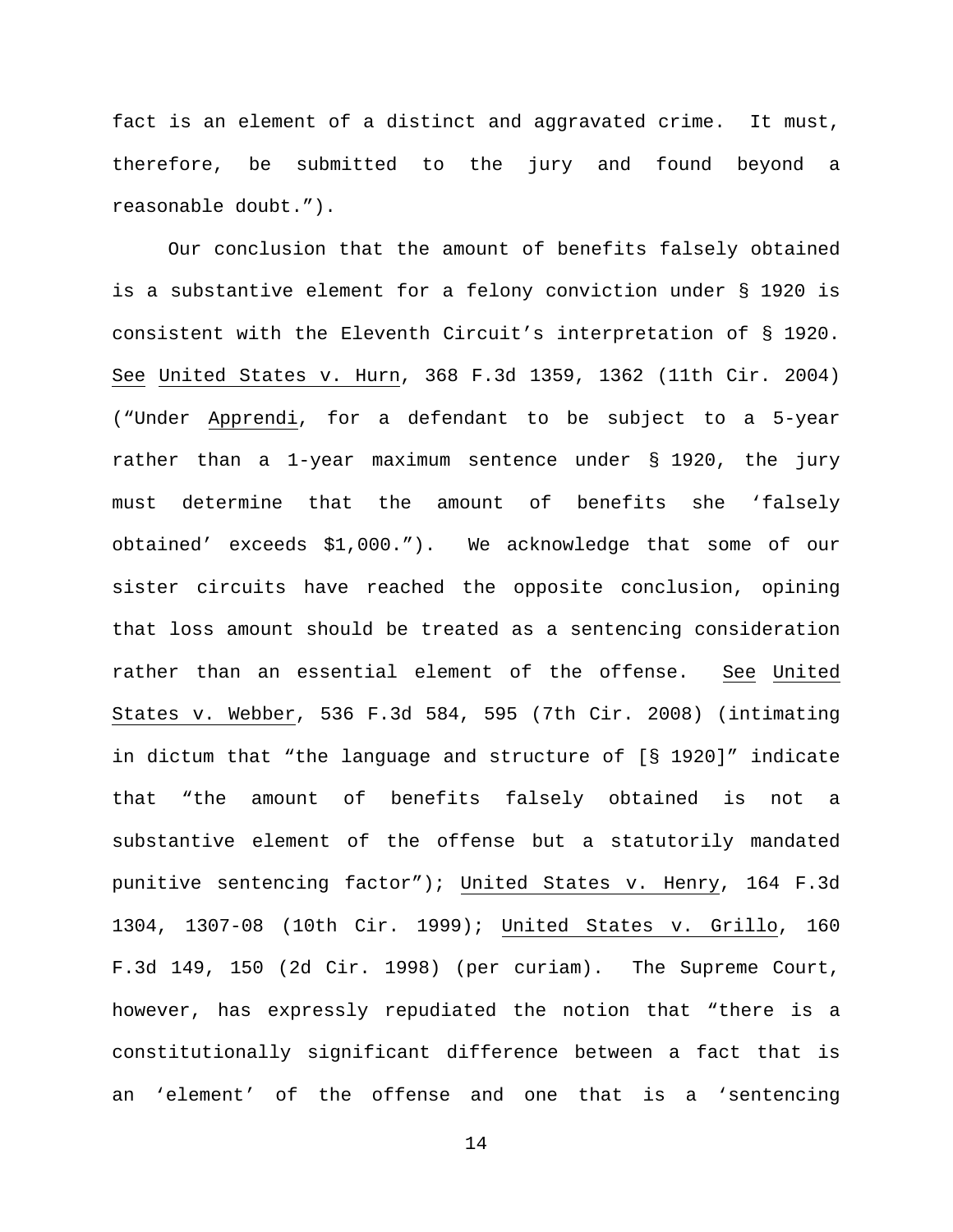fact is an element of a distinct and aggravated crime. It must, therefore, be submitted to the jury and found beyond a reasonable doubt.").

Our conclusion that the amount of benefits falsely obtained is a substantive element for a felony conviction under § 1920 is consistent with the Eleventh Circuit's interpretation of § 1920. See United States v. Hurn, 368 F.3d 1359, 1362 (11th Cir. 2004) ("Under Apprendi, for a defendant to be subject to a 5-year rather than a 1-year maximum sentence under § 1920, the jury must determine that the amount of benefits she 'falsely obtained' exceeds $1,000."). We acknowledge that some of our sister circuits have reached the opposite conclusion, opining that loss amount should be treated as a sentencing consideration rather than an essential element of the offense. See United States v. Webber, 536 F.3d 584, 595 (7th Cir. 2008) (intimating in dictum that "the language and structure of [§ 1920]" indicate that "the amount of benefits falsely obtained is not a substantive element of the offense but a statutorily mandated punitive sentencing factor"); United States v. Henry, 164 F.3d 1304, 1307-08 (10th Cir. 1999); United States v. Grillo, 160 F.3d 149, 150 (2d Cir. 1998) (per curiam). The Supreme Court, however, has expressly repudiated the notion that "there is a constitutionally significant difference between a fact that is an 'element' of the offense and one that is a 'sentencing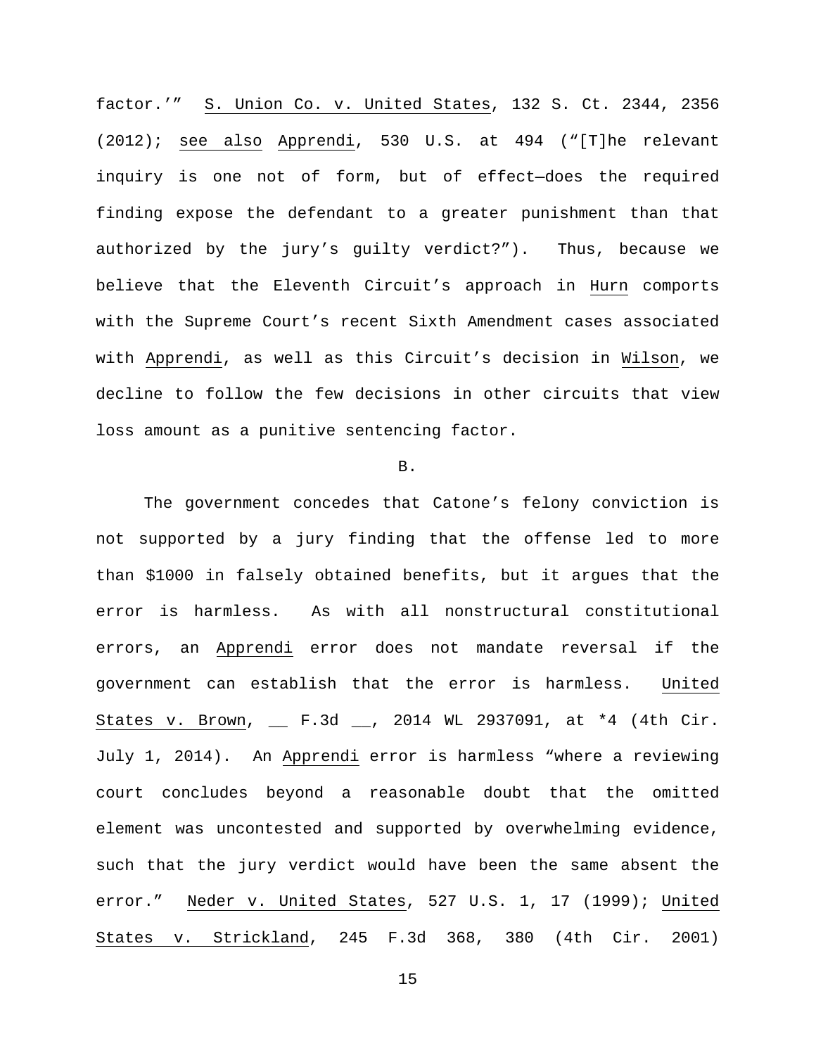factor.'" S. Union Co. v. United States, 132 S. Ct. 2344, 2356 (2012); see also Apprendi, 530 U.S. at 494 ("[T]he relevant inquiry is one not of form, but of effect—does the required finding expose the defendant to a greater punishment than that authorized by the jury's guilty verdict?"). Thus, because we believe that the Eleventh Circuit's approach in Hurn comports with the Supreme Court's recent Sixth Amendment cases associated with Apprendi, as well as this Circuit's decision in Wilson, we decline to follow the few decisions in other circuits that view loss amount as a punitive sentencing factor.

B.

The government concedes that Catone's felony conviction is not supported by a jury finding that the offense led to more than $1000 in falsely obtained benefits, but it argues that the error is harmless. As with all nonstructural constitutional errors, an Apprendi error does not mandate reversal if the government can establish that the error is harmless. United States v. Brown, __ F.3d __, 2014 WL 2937091, at *4 (4th Cir. July 1, 2014). An Apprendi error is harmless "where a reviewing court concludes beyond a reasonable doubt that the omitted element was uncontested and supported by overwhelming evidence, such that the jury verdict would have been the same absent the error." Neder v. United States, 527 U.S. 1, 17 (1999); United States v. Strickland, 245 F.3d 368, 380 (4th Cir. 2001)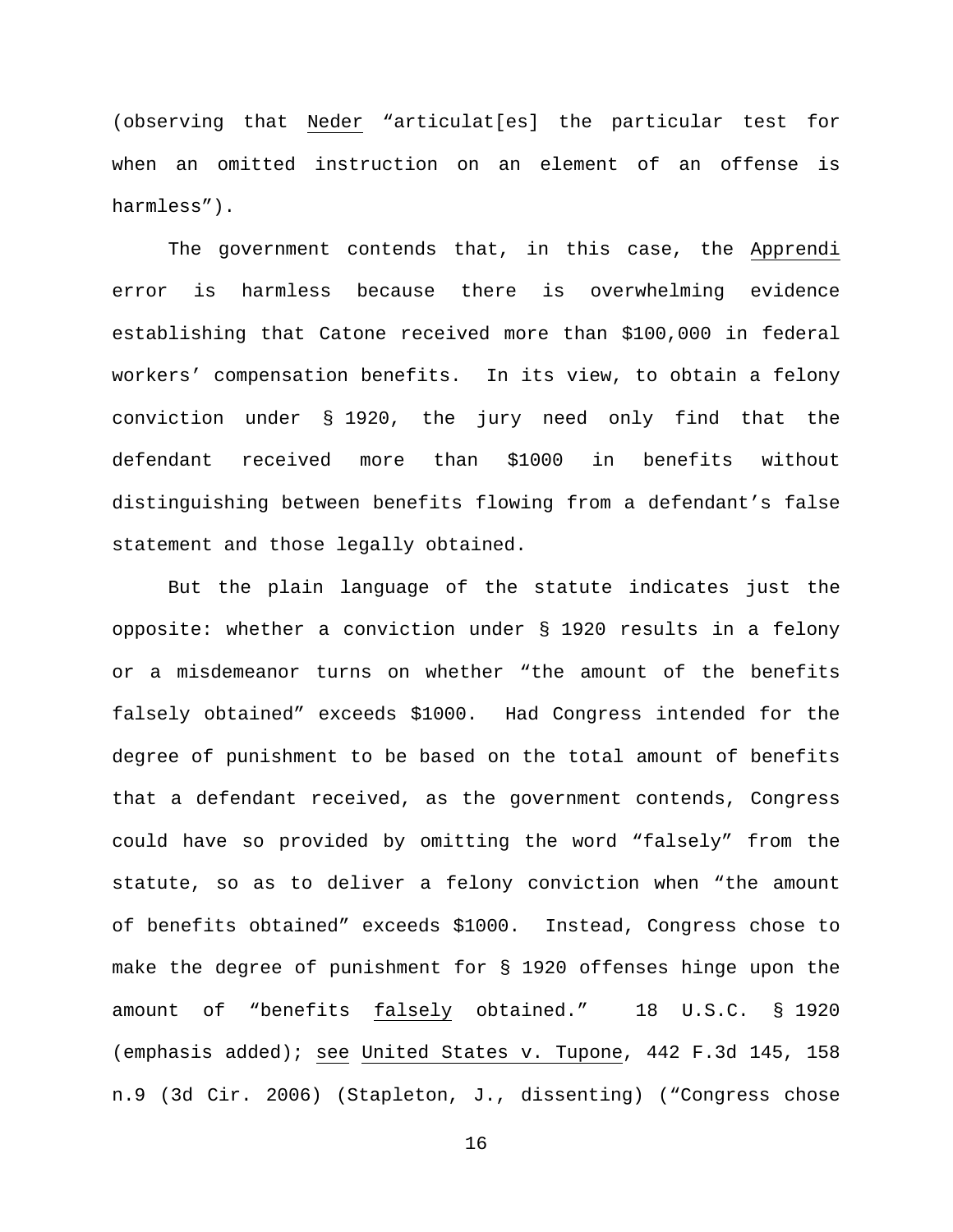(observing that _Neder_ "articulat[es] the particular test for when an omitted instruction on an element of an offense is harmless").

The government contends that, in this case, the _Apprendi_ error is harmless because there is overwhelming evidence establishing that Catone received more than $100,000 in federal workers' compensation benefits. In its view, to obtain a felony conviction under § 1920, the jury need only find that the defendant received more than $1000 in benefits without distinguishing between benefits flowing from a defendant's false statement and those legally obtained.

But the plain language of the statute indicates just the opposite: whether a conviction under § 1920 results in a felony or a misdemeanor turns on whether "the amount of the benefits falsely obtained" exceeds $1000. Had Congress intended for the degree of punishment to be based on the total amount of benefits that a defendant received, as the government contends, Congress could have so provided by omitting the word "falsely" from the statute, so as to deliver a felony conviction when "the amount of benefits obtained" exceeds $1000. Instead, Congress chose to make the degree of punishment for § 1920 offenses hinge upon the amount of "benefits _falsely_ obtained." 18 U.S.C. § 1920 (emphasis added); _see_ _United States v. Tupone_, 442 F.3d 145, 158 n.9 (3d Cir. 2006) (Stapleton, J., dissenting) ("Congress chose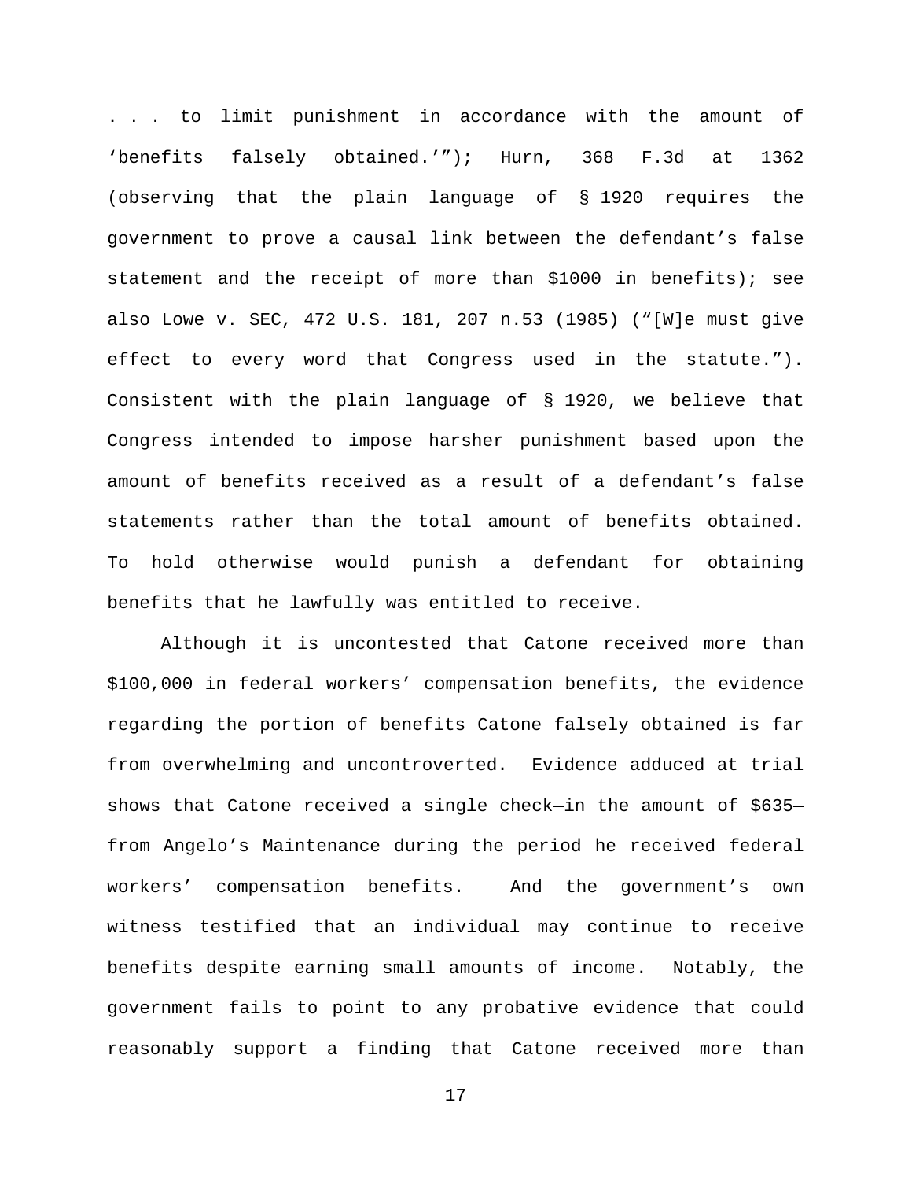. . . to limit punishment in accordance with the amount of 'benefits falsely obtained.'"); Hurn, 368 F.3d at 1362 (observing that the plain language of § 1920 requires the government to prove a causal link between the defendant's false statement and the receipt of more than $1000 in benefits); see also Lowe v. SEC, 472 U.S. 181, 207 n.53 (1985) ("[W]e must give effect to every word that Congress used in the statute."). Consistent with the plain language of § 1920, we believe that Congress intended to impose harsher punishment based upon the amount of benefits received as a result of a defendant's false statements rather than the total amount of benefits obtained. To hold otherwise would punish a defendant for obtaining benefits that he lawfully was entitled to receive.

Although it is uncontested that Catone received more than $100,000 in federal workers' compensation benefits, the evidence regarding the portion of benefits Catone falsely obtained is far from overwhelming and uncontroverted. Evidence adduced at trial shows that Catone received a single check—in the amount of $635—from Angelo's Maintenance during the period he received federal workers' compensation benefits. And the government's own witness testified that an individual may continue to receive benefits despite earning small amounts of income. Notably, the government fails to point to any probative evidence that could reasonably support a finding that Catone received more than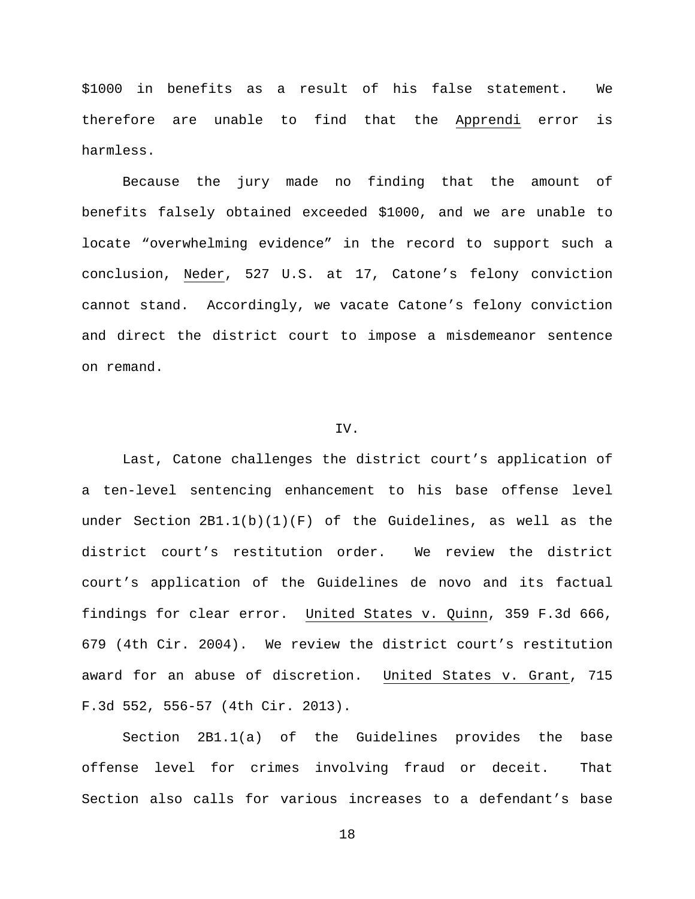$1000 in benefits as a result of his false statement. We therefore are unable to find that the Apprendi error is harmless.

Because the jury made no finding that the amount of benefits falsely obtained exceeded $1000, and we are unable to locate "overwhelming evidence" in the record to support such a conclusion, Neder, 527 U.S. at 17, Catone's felony conviction cannot stand. Accordingly, we vacate Catone's felony conviction and direct the district court to impose a misdemeanor sentence on remand.

## IV.

Last, Catone challenges the district court's application of a ten-level sentencing enhancement to his base offense level under Section 2B1.1(b)(1)(F) of the Guidelines, as well as the district court's restitution order. We review the district court's application of the Guidelines de novo and its factual findings for clear error. United States v. Quinn, 359 F.3d 666, 679 (4th Cir. 2004). We review the district court's restitution award for an abuse of discretion. United States v. Grant, 715 F.3d 552, 556-57 (4th Cir. 2013).

Section 2B1.1(a) of the Guidelines provides the base offense level for crimes involving fraud or deceit. That Section also calls for various increases to a defendant's base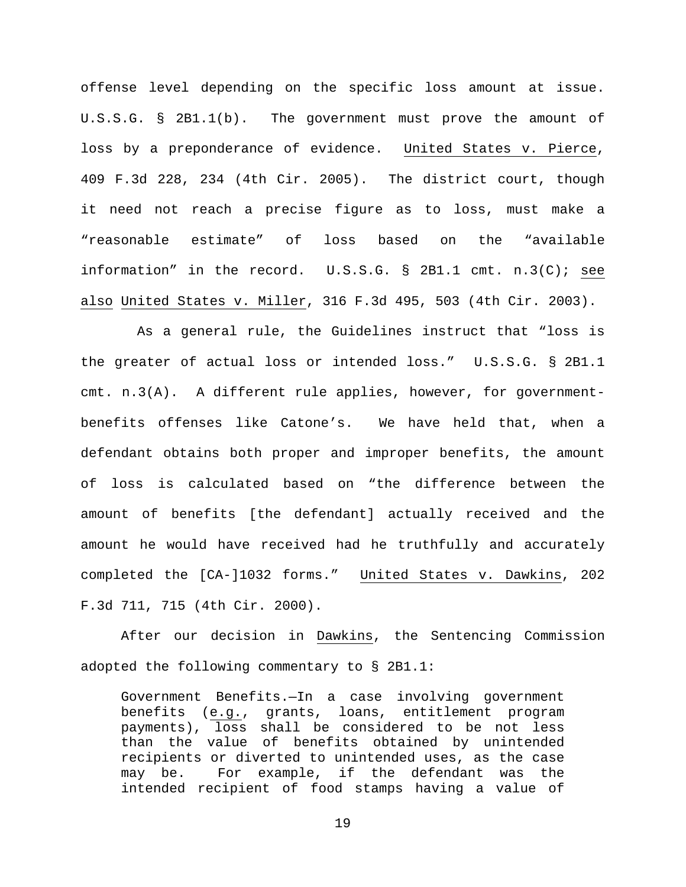offense level depending on the specific loss amount at issue. U.S.S.G. § 2B1.1(b). The government must prove the amount of loss by a preponderance of evidence. United States v. Pierce, 409 F.3d 228, 234 (4th Cir. 2005). The district court, though it need not reach a precise figure as to loss, must make a "reasonable estimate" of loss based on the "available information" in the record. U.S.S.G. § 2B1.1 cmt. n.3(C); see also United States v. Miller, 316 F.3d 495, 503 (4th Cir. 2003).

As a general rule, the Guidelines instruct that "loss is the greater of actual loss or intended loss." U.S.S.G. § 2B1.1 cmt. n.3(A). A different rule applies, however, for government-benefits offenses like Catone's. We have held that, when a defendant obtains both proper and improper benefits, the amount of loss is calculated based on "the difference between the amount of benefits [the defendant] actually received and the amount he would have received had he truthfully and accurately completed the [CA-]1032 forms." United States v. Dawkins, 202 F.3d 711, 715 (4th Cir. 2000).

After our decision in Dawkins, the Sentencing Commission adopted the following commentary to § 2B1.1:

> Government Benefits.—In a case involving government benefits (e.g., grants, loans, entitlement program payments), loss shall be considered to be not less than the value of benefits obtained by unintended recipients or diverted to unintended uses, as the case may be. For example, if the defendant was the intended recipient of food stamps having a value of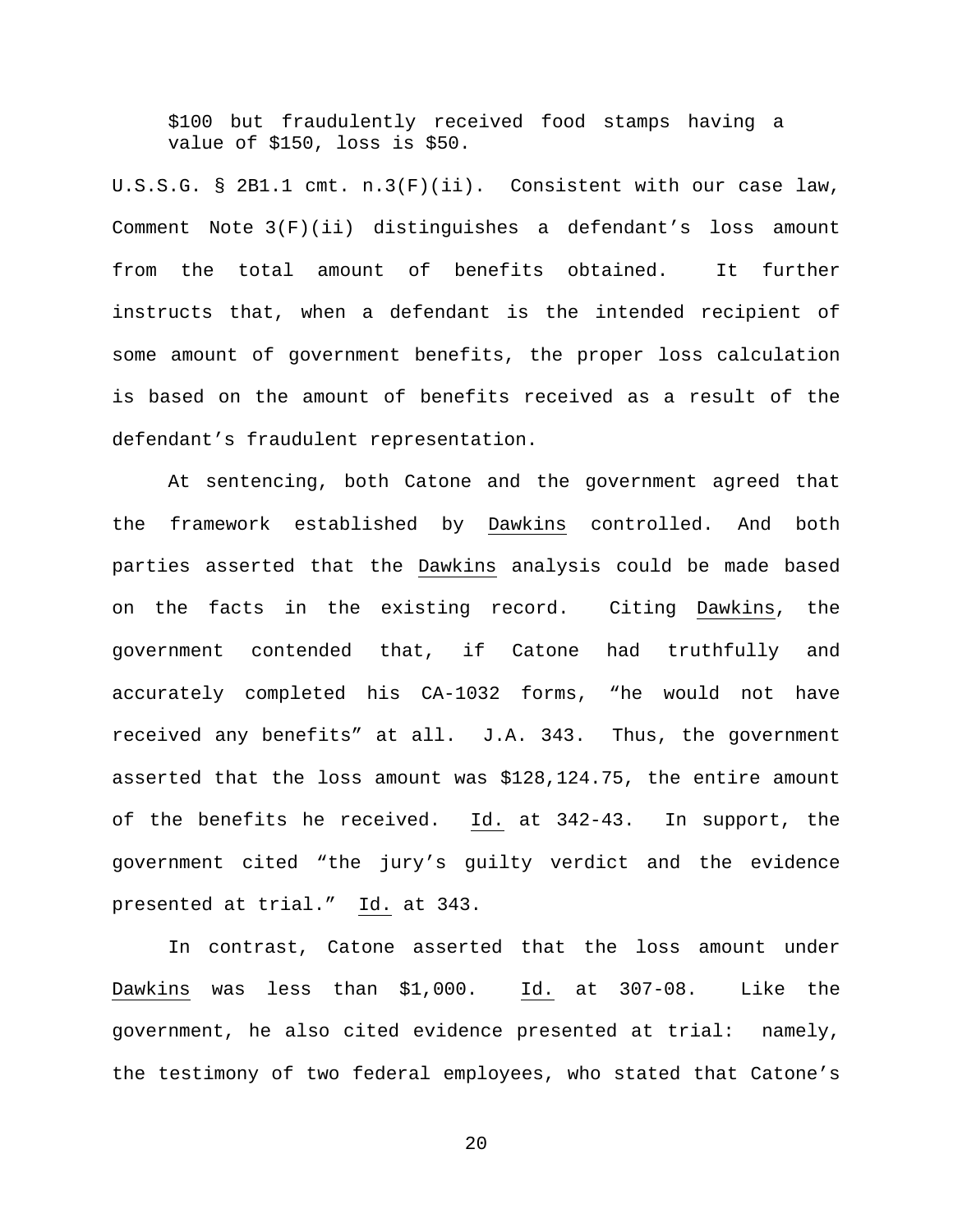> $100 but fraudulently received food stamps having a value of $150, loss is $50.

U.S.S.G. § 2B1.1 cmt. n.3(F)(ii). Consistent with our case law, Comment Note 3(F)(ii) distinguishes a defendant's loss amount from the total amount of benefits obtained. It further instructs that, when a defendant is the intended recipient of some amount of government benefits, the proper loss calculation is based on the amount of benefits received as a result of the defendant's fraudulent representation.

At sentencing, both Catone and the government agreed that the framework established by Dawkins controlled. And both parties asserted that the Dawkins analysis could be made based on the facts in the existing record. Citing Dawkins, the government contended that, if Catone had truthfully and accurately completed his CA-1032 forms, "he would not have received any benefits" at all. J.A. 343. Thus, the government asserted that the loss amount was $128,124.75, the entire amount of the benefits he received. Id. at 342-43. In support, the government cited "the jury's guilty verdict and the evidence presented at trial." Id. at 343.

In contrast, Catone asserted that the loss amount under Dawkins was less than $1,000. Id. at 307-08. Like the government, he also cited evidence presented at trial: namely, the testimony of two federal employees, who stated that Catone's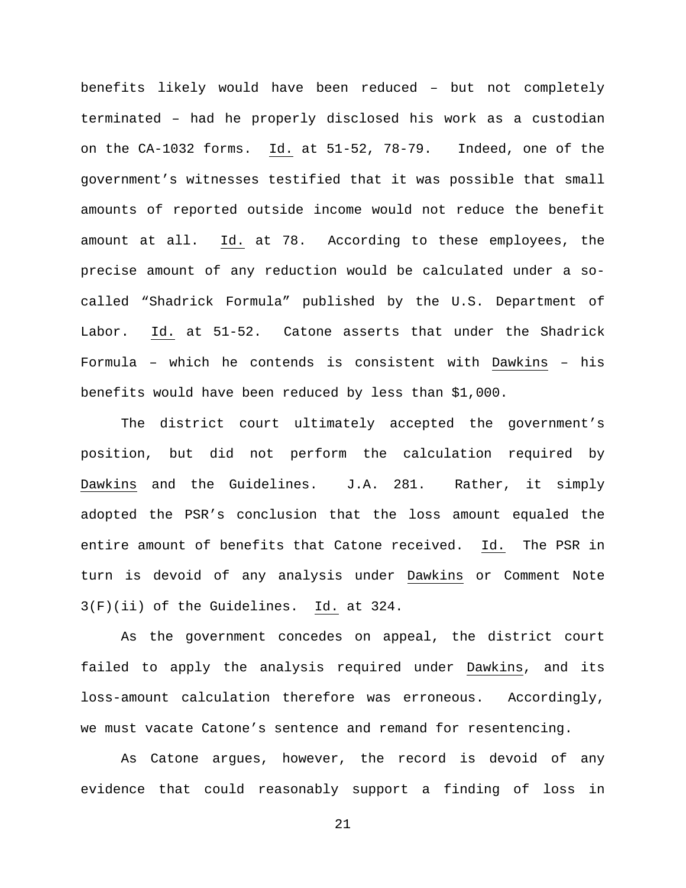benefits likely would have been reduced – but not completely terminated – had he properly disclosed his work as a custodian on the CA-1032 forms. Id. at 51-52, 78-79. Indeed, one of the government's witnesses testified that it was possible that small amounts of reported outside income would not reduce the benefit amount at all. Id. at 78. According to these employees, the precise amount of any reduction would be calculated under a so-called "Shadrick Formula" published by the U.S. Department of Labor. Id. at 51-52. Catone asserts that under the Shadrick Formula – which he contends is consistent with Dawkins – his benefits would have been reduced by less than $1,000.

The district court ultimately accepted the government's position, but did not perform the calculation required by Dawkins and the Guidelines. J.A. 281. Rather, it simply adopted the PSR's conclusion that the loss amount equaled the entire amount of benefits that Catone received. Id. The PSR in turn is devoid of any analysis under Dawkins or Comment Note 3(F)(ii) of the Guidelines. Id. at 324.

As the government concedes on appeal, the district court failed to apply the analysis required under Dawkins, and its loss-amount calculation therefore was erroneous. Accordingly, we must vacate Catone's sentence and remand for resentencing.

As Catone argues, however, the record is devoid of any evidence that could reasonably support a finding of loss in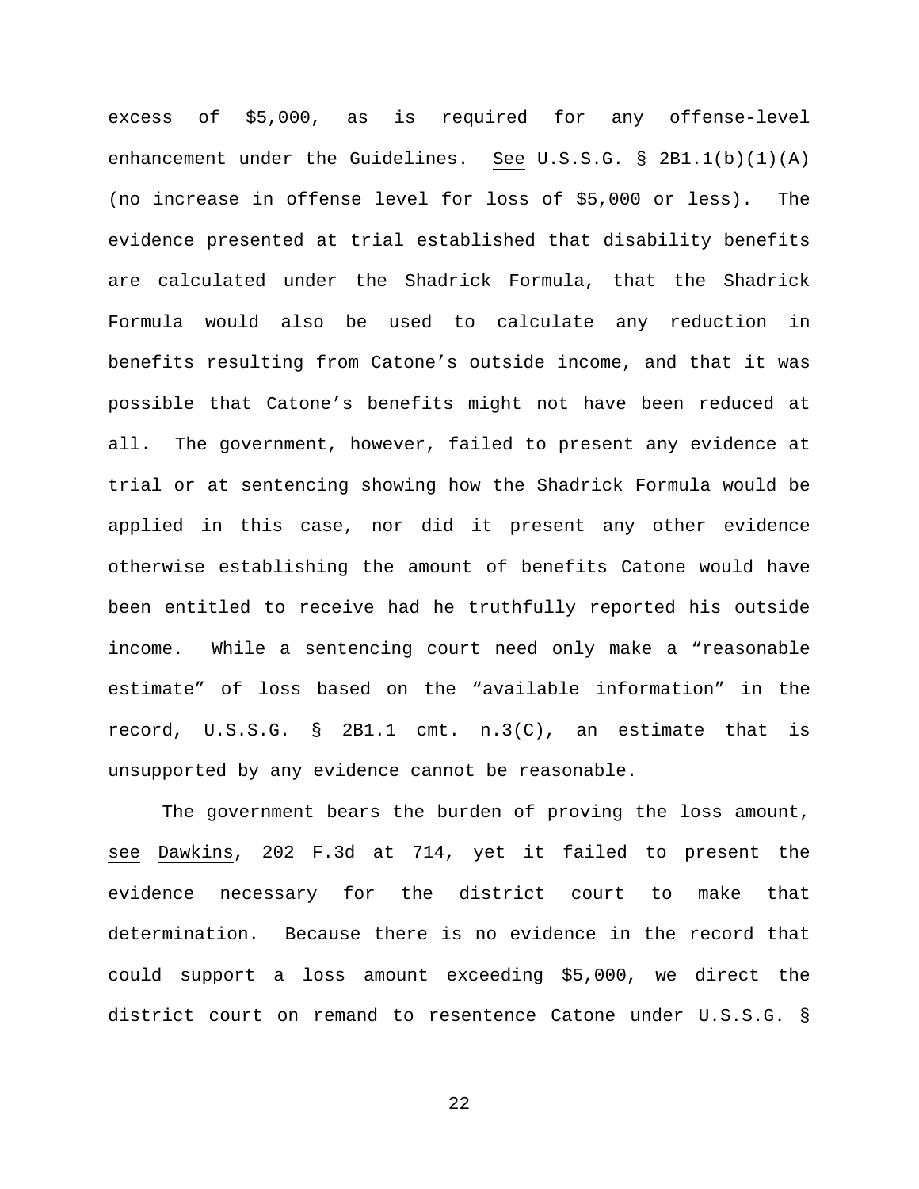excess of $5,000, as is required for any offense-level enhancement under the Guidelines. _See_ U.S.S.G. § 2B1.1(b)(1)(A) (no increase in offense level for loss of $5,000 or less). The evidence presented at trial established that disability benefits are calculated under the Shadrick Formula, that the Shadrick Formula would also be used to calculate any reduction in benefits resulting from Catone's outside income, and that it was possible that Catone's benefits might not have been reduced at all. The government, however, failed to present any evidence at trial or at sentencing showing how the Shadrick Formula would be applied in this case, nor did it present any other evidence otherwise establishing the amount of benefits Catone would have been entitled to receive had he truthfully reported his outside income. While a sentencing court need only make a "reasonable estimate" of loss based on the "available information" in the record, U.S.S.G. § 2B1.1 cmt. n.3(C), an estimate that is unsupported by any evidence cannot be reasonable.

The government bears the burden of proving the loss amount, _see_ _Dawkins_, 202 F.3d at 714, yet it failed to present the evidence necessary for the district court to make that determination. Because there is no evidence in the record that could support a loss amount exceeding $5,000, we direct the district court on remand to resentence Catone under U.S.S.G. §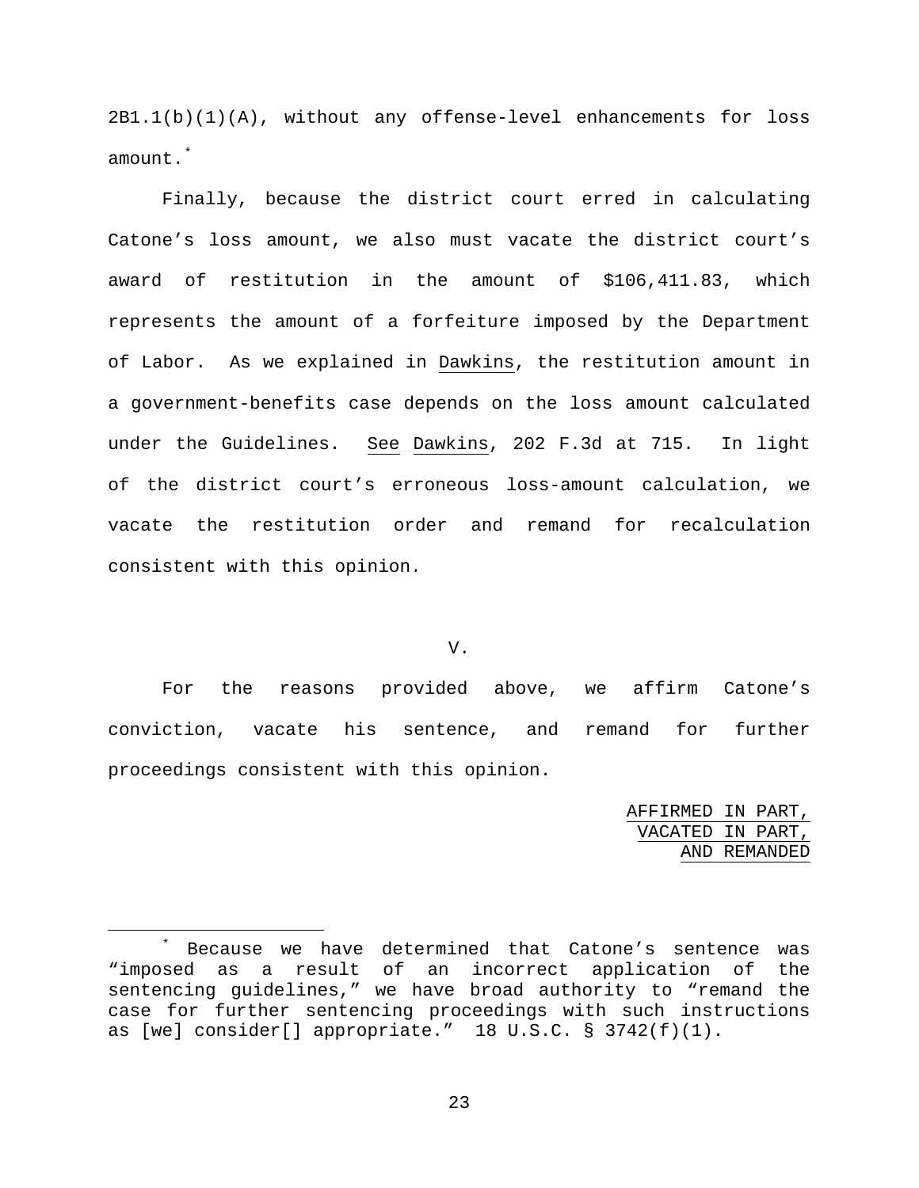2B1.1(b)(1)(A), without any offense-level enhancements for loss amount.*

Finally, because the district court erred in calculating Catone's loss amount, we also must vacate the district court's award of restitution in the amount of $106,411.83, which represents the amount of a forfeiture imposed by the Department of Labor. As we explained in Dawkins, the restitution amount in a government-benefits case depends on the loss amount calculated under the Guidelines. See Dawkins, 202 F.3d at 715. In light of the district court's erroneous loss-amount calculation, we vacate the restitution order and remand for recalculation consistent with this opinion.

## V.

For the reasons provided above, we affirm Catone's conviction, vacate his sentence, and remand for further proceedings consistent with this opinion.

AFFIRMED IN PART,
VACATED IN PART,
AND REMANDED

---

* Because we have determined that Catone's sentence was "imposed as a result of an incorrect application of the sentencing guidelines," we have broad authority to "remand the case for further sentencing proceedings with such instructions as [we] consider[] appropriate." 18 U.S.C. § 3742(f)(1).